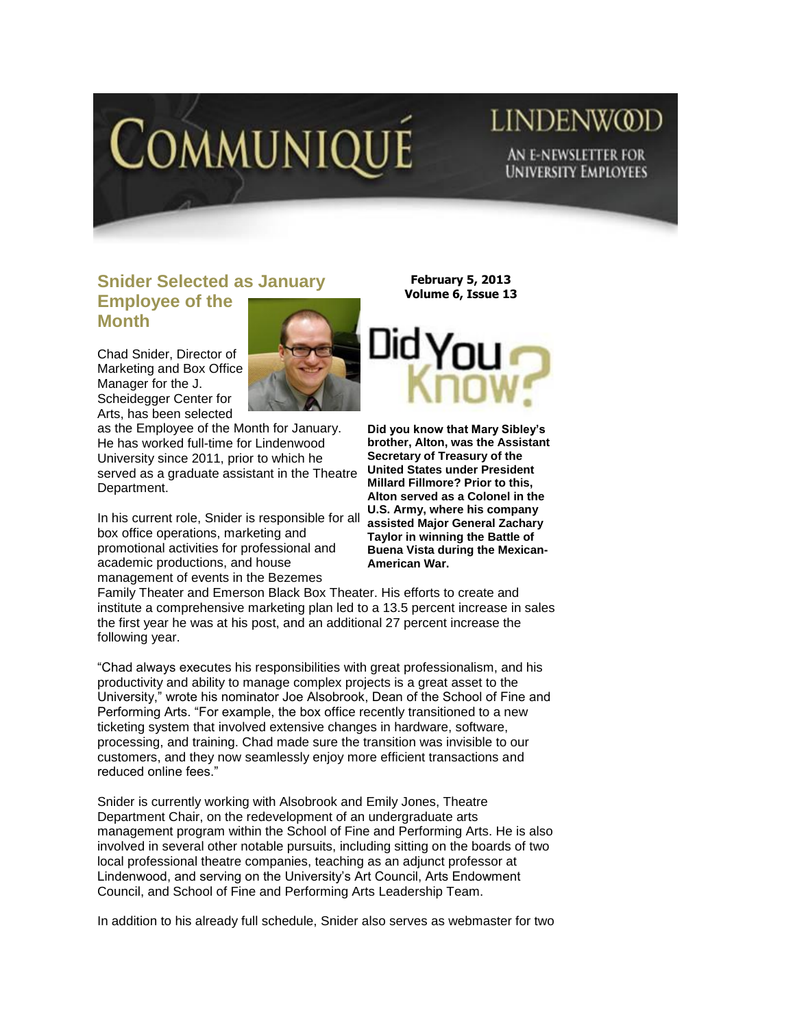# COMMUNIQUÉ

LINDENWOOD

AN E-NEWSLETTER FOR UNIVERSITY EMPLOYEES

**February 5, 2013**
**Volume 6, Issue 13**

## Snider Selected as January Employee of the Month

Chad Snider, Director of Marketing and Box Office Manager for the J. Scheidegger Center for Arts, has been selected as the Employee of the Month for January. He has worked full-time for Lindenwood University since 2011, prior to which he served as a graduate assistant in the Theatre Department.

In his current role, Snider is responsible for all box office operations, marketing and promotional activities for professional and academic productions, and house management of events in the Bezemes Family Theater and Emerson Black Box Theater. His efforts to create and institute a comprehensive marketing plan led to a 13.5 percent increase in sales the first year he was at his post, and an additional 27 percent increase the following year.

"Chad always executes his responsibilities with great professionalism, and his productivity and ability to manage complex projects is a great asset to the University," wrote his nominator Joe Alsobrook, Dean of the School of Fine and Performing Arts. "For example, the box office recently transitioned to a new ticketing system that involved extensive changes in hardware, software, processing, and training. Chad made sure the transition was invisible to our customers, and they now seamlessly enjoy more efficient transactions and reduced online fees."

Snider is currently working with Alsobrook and Emily Jones, Theatre Department Chair, on the redevelopment of an undergraduate arts management program within the School of Fine and Performing Arts. He is also involved in several other notable pursuits, including sitting on the boards of two local professional theatre companies, teaching as an adjunct professor at Lindenwood, and serving on the University's Art Council, Arts Endowment Council, and School of Fine and Performing Arts Leadership Team.

In addition to his already full schedule, Snider also serves as webmaster for two

## Did You Know?

**Did you know that Mary Sibley's brother, Alton, was the Assistant Secretary of Treasury of the United States under President Millard Fillmore? Prior to this, Alton served as a Colonel in the U.S. Army, where his company assisted Major General Zachary Taylor in winning the Battle of Buena Vista during the Mexican-American War.**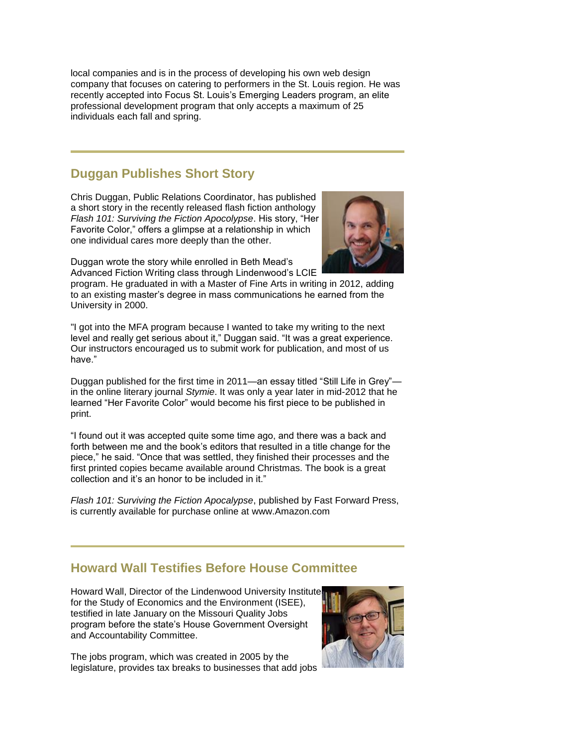local companies and is in the process of developing his own web design company that focuses on catering to performers in the St. Louis region. He was recently accepted into Focus St. Louis's Emerging Leaders program, an elite professional development program that only accepts a maximum of 25 individuals each fall and spring.

## Duggan Publishes Short Story

Chris Duggan, Public Relations Coordinator, has published a short story in the recently released flash fiction anthology *Flash 101: Surviving the Fiction Apocolypse*. His story, "Her Favorite Color," offers a glimpse at a relationship in which one individual cares more deeply than the other.

Duggan wrote the story while enrolled in Beth Mead's Advanced Fiction Writing class through Lindenwood's LCIE program. He graduated in with a Master of Fine Arts in writing in 2012, adding to an existing master's degree in mass communications he earned from the University in 2000.

"I got into the MFA program because I wanted to take my writing to the next level and really get serious about it," Duggan said. "It was a great experience. Our instructors encouraged us to submit work for publication, and most of us have."

Duggan published for the first time in 2011—an essay titled "Still Life in Grey"—in the online literary journal *Stymie*. It was only a year later in mid-2012 that he learned "Her Favorite Color" would become his first piece to be published in print.

"I found out it was accepted quite some time ago, and there was a back and forth between me and the book's editors that resulted in a title change for the piece," he said. "Once that was settled, they finished their processes and the first printed copies became available around Christmas. The book is a great collection and it's an honor to be included in it."

*Flash 101: Surviving the Fiction Apocalypse*, published by Fast Forward Press, is currently available for purchase online at www.Amazon.com

## Howard Wall Testifies Before House Committee

Howard Wall, Director of the Lindenwood University Institute for the Study of Economics and the Environment (ISEE), testified in late January on the Missouri Quality Jobs program before the state's House Government Oversight and Accountability Committee.

The jobs program, which was created in 2005 by the legislature, provides tax breaks to businesses that add jobs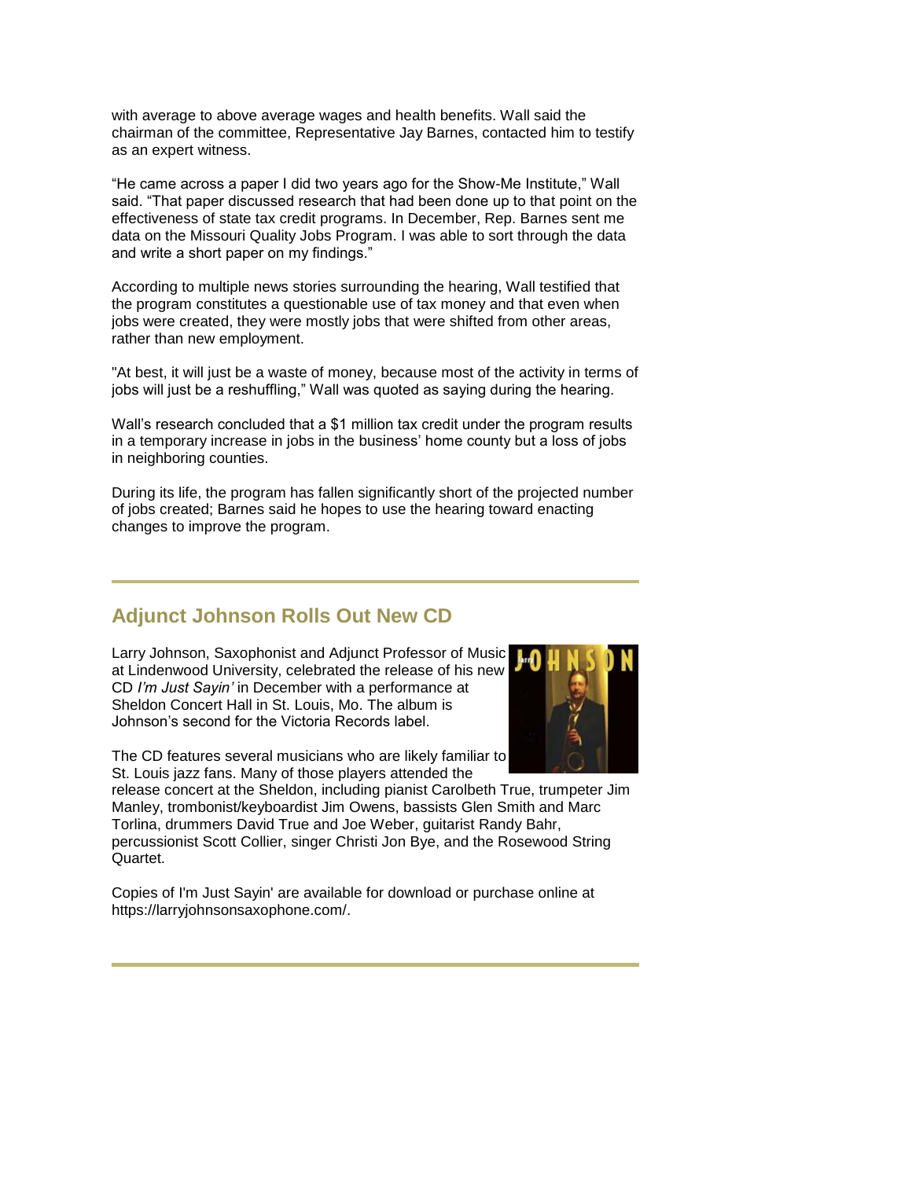with average to above average wages and health benefits. Wall said the chairman of the committee, Representative Jay Barnes, contacted him to testify as an expert witness.

"He came across a paper I did two years ago for the Show-Me Institute," Wall said. "That paper discussed research that had been done up to that point on the effectiveness of state tax credit programs. In December, Rep. Barnes sent me data on the Missouri Quality Jobs Program. I was able to sort through the data and write a short paper on my findings."

According to multiple news stories surrounding the hearing, Wall testified that the program constitutes a questionable use of tax money and that even when jobs were created, they were mostly jobs that were shifted from other areas, rather than new employment.

"At best, it will just be a waste of money, because most of the activity in terms of jobs will just be a reshuffling," Wall was quoted as saying during the hearing.

Wall's research concluded that a $1 million tax credit under the program results in a temporary increase in jobs in the business' home county but a loss of jobs in neighboring counties.

During its life, the program has fallen significantly short of the projected number of jobs created; Barnes said he hopes to use the hearing toward enacting changes to improve the program.

## Adjunct Johnson Rolls Out New CD

Larry Johnson, Saxophonist and Adjunct Professor of Music at Lindenwood University, celebrated the release of his new CD *I'm Just Sayin'* in December with a performance at Sheldon Concert Hall in St. Louis, Mo. The album is Johnson's second for the Victoria Records label.

The CD features several musicians who are likely familiar to St. Louis jazz fans. Many of those players attended the release concert at the Sheldon, including pianist Carolbeth True, trumpeter Jim Manley, trombonist/keyboardist Jim Owens, bassists Glen Smith and Marc Torlina, drummers David True and Joe Weber, guitarist Randy Bahr, percussionist Scott Collier, singer Christi Jon Bye, and the Rosewood String Quartet.

Copies of I'm Just Sayin' are available for download or purchase online at https://larryjohnsonsaxophone.com/.